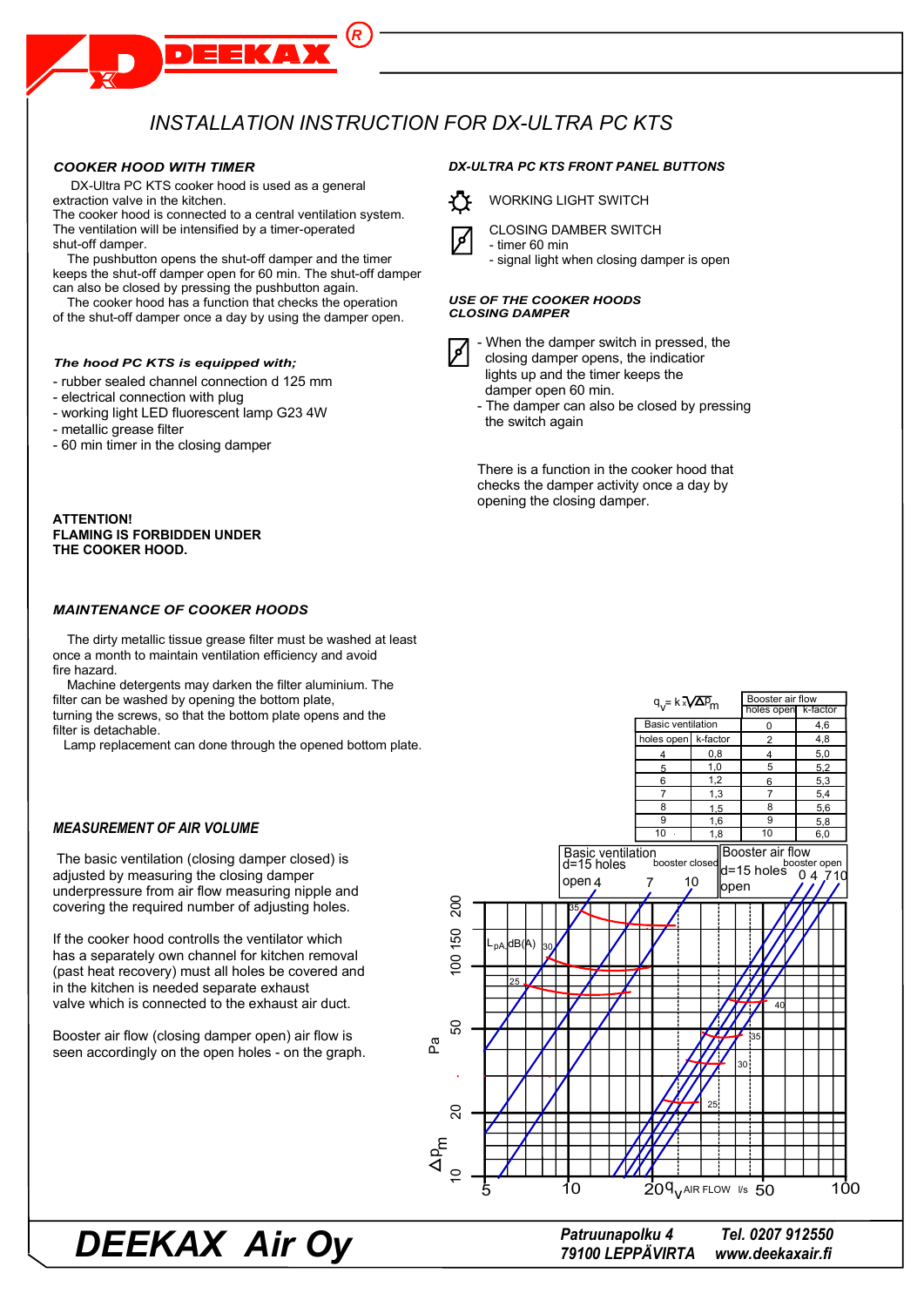# INSTALLATION INSTRUCTION FOR DX-ULTRA PC KTS

### COOKER HOOD WITH TIMER

DX-Ultra PC KTS cooker hood is used as a general extraction valve in the kitchen.
The cooker hood is connected to a central ventilation system. The ventilation will be intensified by a timer-operated shut-off damper.

The pushbutton opens the shut-off damper and the timer keeps the shut-off damper open for 60 min. The shut-off damper can also be closed by pressing the pushbutton again.

The cooker hood has a function that checks the operation of the shut-off damper once a day by using the damper open.

### The hood PC KTS is equipped with;

- rubber sealed channel connection d 125 mm
- electrical connection with plug
- working light LED fluorescent lamp G23 4W
- metallic grease filter
- 60 min timer in the closing damper

**ATTENTION!**
**FLAMING IS FORBIDDEN UNDER THE COOKER HOOD.**

### MAINTENANCE OF COOKER HOODS

The dirty metallic tissue grease filter must be washed at least once a month to maintain ventilation efficiency and avoid fire hazard.

Machine detergents may darken the filter aluminium. The filter can be washed by opening the bottom plate, turning the screws, so that the bottom plate opens and the filter is detachable.

Lamp replacement can done through the opened bottom plate.

### MEASUREMENT OF AIR VOLUME

The basic ventilation (closing damper closed) is adjusted by measuring the closing damper underpressure from air flow measuring nipple and covering the required number of adjusting holes.

If the cooker hood controlls the ventilator which has a separately own channel for kitchen removal (past heat recovery) must all holes be covered and in the kitchen is needed separate exhaust valve which is connected to the exhaust air duct.

Booster air flow (closing damper open) air flow is seen accordingly on the open holes - on the graph.

### DX-ULTRA PC KTS FRONT PANEL BUTTONS

WORKING LIGHT SWITCH

CLOSING DAMPER SWITCH
- timer 60 min
- signal light when closing damper is open

### USE OF THE COOKER HOODS CLOSING DAMPER

- When the damper switch in pressed, the closing damper opens, the indicator lights up and the timer keeps the damper open 60 min.
- The damper can also be closed by pressing the switch again

There is a function in the cooker hood that checks the damper activity once a day by opening the closing damper.

$q_v = k \cdot \sqrt{\Delta p_m}$

| Basic ventilation | | Booster air flow | |
|---|---|---|---|
| holes open | k-factor | holes open | k-factor |
| | | 0 | 4,6 |
| | | 2 | 4,8 |
| 4 | 0,8 | 4 | 5,0 |
| 5 | 1,0 | 5 | 5,2 |
| 6 | 1,2 | 6 | 5,3 |
| 7 | 1,3 | 7 | 5,4 |
| 8 | 1,5 | 8 | 5,6 |
| 9 | 1,6 | 9 | 5,8 |
| 10 | 1,8 | 10 | 6,0 |

Basic ventilation d=15 holes open, booster closed: 4, 7, 10
Booster air flow d=15 holes open, booster open: 0, 4, 7, 10

$L_{pA}$ dB(A): 25, 30, 35, 40

$\Delta p_m$ Pa: 10, 20, 50, 100, 150, 200

$q_v$ AIR FLOW l/s: 5, 10, 20, 50, 100

# DEEKAX Air Oy

Patruunapolku 4
79100 LEPPÄVIRTA
Tel. 0207 912550
www.deekaxair.fi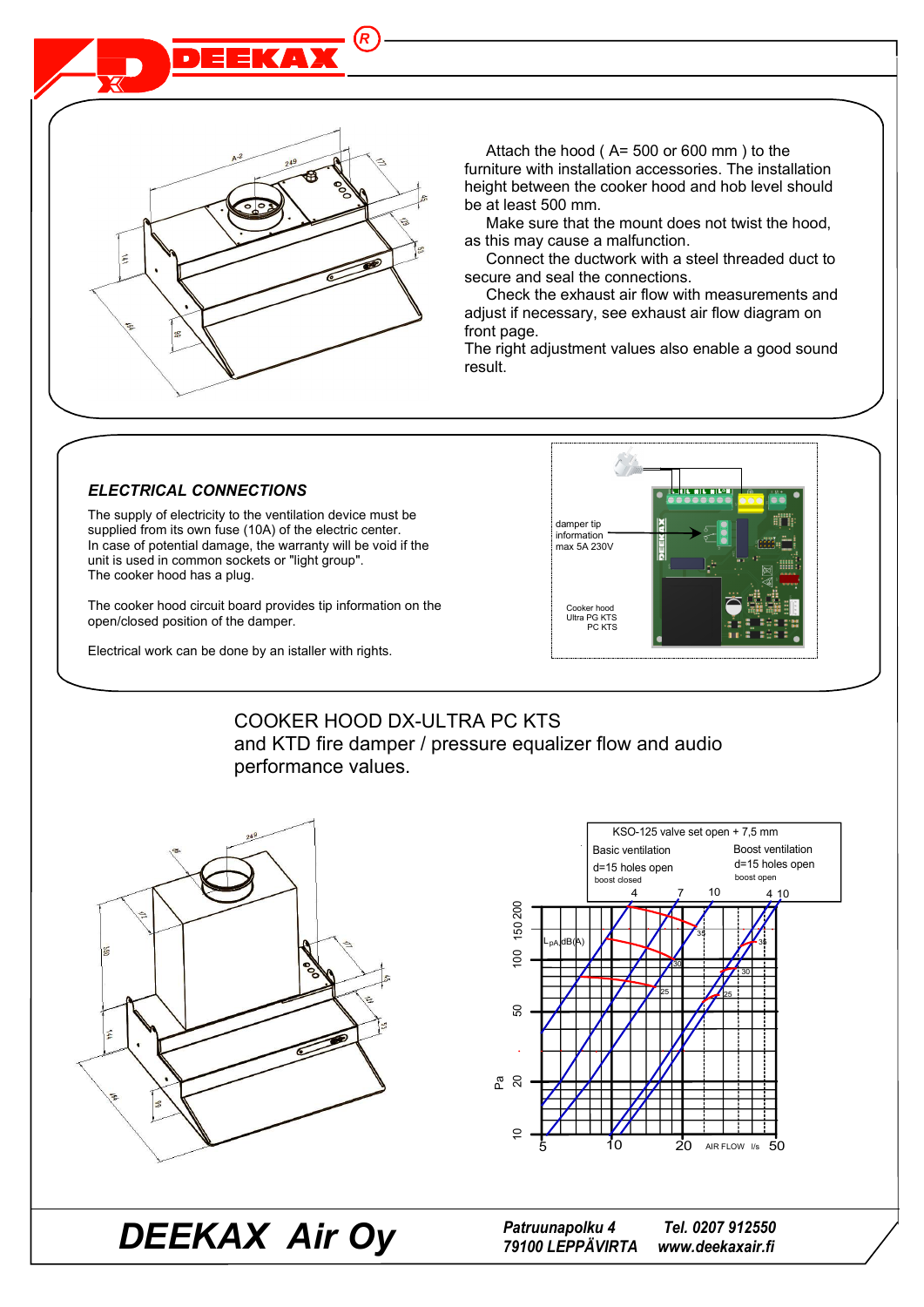Attach the hood ( A= 500 or 600 mm ) to the furniture with installation accessories. The installation height between the cooker hood and hob level should be at least 500 mm.

Make sure that the mount does not twist the hood, as this may cause a malfunction.

Connect the ductwork with a steel threaded duct to secure and seal the connections.

Check the exhaust air flow with measurements and adjust if necessary, see exhaust air flow diagram on front page.

The right adjustment values also enable a good sound result.

### *ELECTRICAL CONNECTIONS*

The supply of electricity to the ventilation device must be supplied from its own fuse (10A) of the electric center. In case of potential damage, the warranty will be void if the unit is used in common sockets or "light group".
The cooker hood has a plug.

The cooker hood circuit board provides tip information on the open/closed position of the damper.

Electrical work can be done by an istaller with rights.

damper tip information max 5A 230V

Cooker hood Ultra PG KTS PC KTS

## COOKER HOOD DX-ULTRA PC KTS and KTD fire damper / pressure equalizer flow and audio performance values.

KSO-125 valve set open + 7,5 mm

Basic ventilation
d=15 holes open
boost closed

Boost ventilation
d=15 holes open
boost open

$L_{pA}$,dB(A)

Pa

AIR FLOW l/s

**DEEKAX Air Oy**

**Patruunapolku 4**
**79100 LEPPÄVIRTA**

**Tel. 0207 912550**
**www.deekaxair.fi**